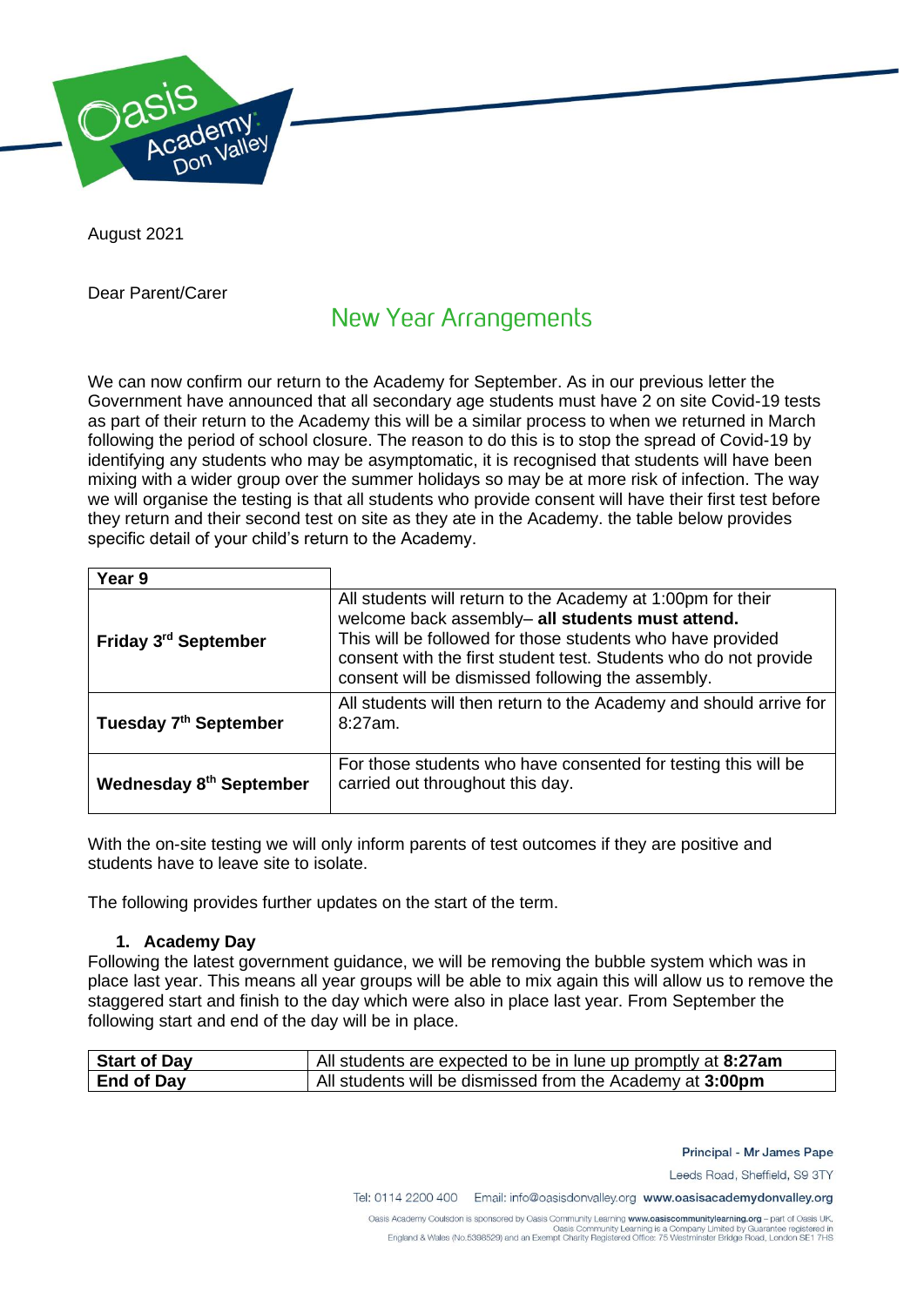August 2021

Dear Parent/Carer

# New Year Arrangements

We can now confirm our return to the Academy for September. As in our previous letter the Government have announced that all secondary age students must have 2 on site Covid-19 tests as part of their return to the Academy this will be a similar process to when we returned in March following the period of school closure. The reason to do this is to stop the spread of Covid-19 by identifying any students who may be asymptomatic, it is recognised that students will have been mixing with a wider group over the summer holidays so may be at more risk of infection. The way we will organise the testing is that all students who provide consent will have their first test before they return and their second test on site as they ate in the Academy. the table below provides specific detail of your child's return to the Academy.

| **Year 9** | |
|---|---|
| **Friday 3rd September** | All students will return to the Academy at 1:00pm for their welcome back assembly– **all students must attend.** This will be followed for those students who have provided consent with the first student test. Students who do not provide consent will be dismissed following the assembly. |
| **Tuesday 7th September** | All students will then return to the Academy and should arrive for 8:27am. |
| **Wednesday 8th September** | For those students who have consented for testing this will be carried out throughout this day. |

With the on-site testing we will only inform parents of test outcomes if they are positive and students have to leave site to isolate.

The following provides further updates on the start of the term.

1. **Academy Day**

Following the latest government guidance, we will be removing the bubble system which was in place last year. This means all year groups will be able to mix again this will allow us to remove the staggered start and finish to the day which were also in place last year. From September the following start and end of the day will be in place.

| **Start of Day** | All students are expected to be in lune up promptly at **8:27am** |
|---|---|
| **End of Day** | All students will be dismissed from the Academy at **3:00pm** |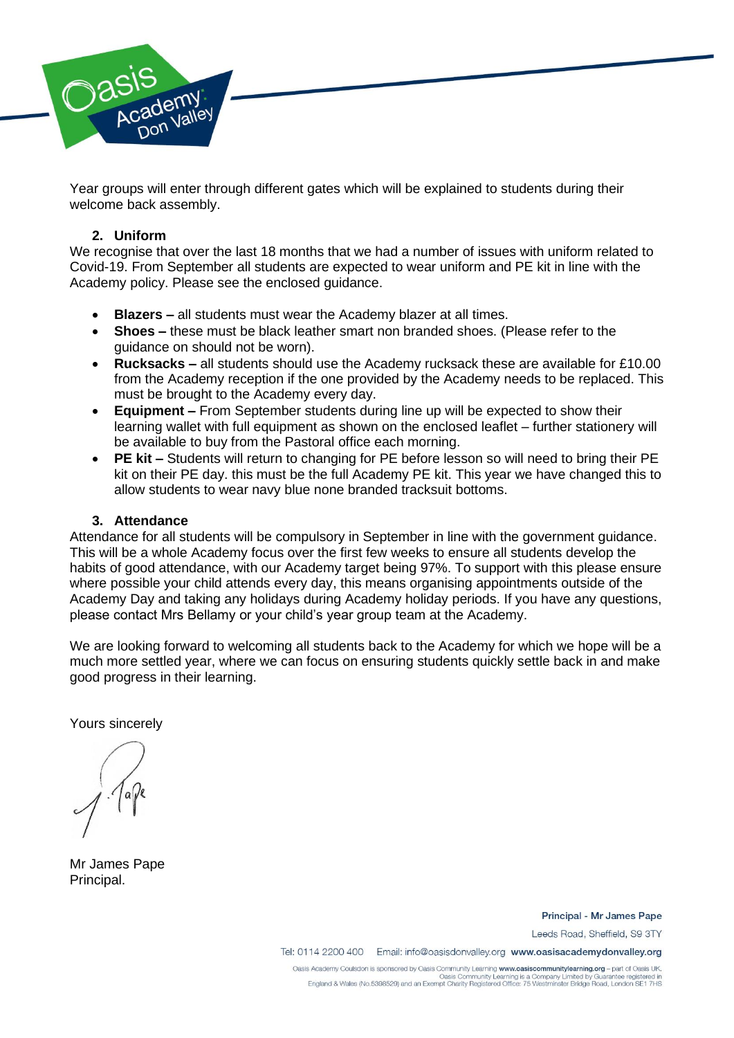Year groups will enter through different gates which will be explained to students during their welcome back assembly.

## 2. Uniform

We recognise that over the last 18 months that we had a number of issues with uniform related to Covid-19. From September all students are expected to wear uniform and PE kit in line with the Academy policy. Please see the enclosed guidance.

- **Blazers –** all students must wear the Academy blazer at all times.
- **Shoes –** these must be black leather smart non branded shoes. (Please refer to the guidance on should not be worn).
- **Rucksacks –** all students should use the Academy rucksack these are available for £10.00 from the Academy reception if the one provided by the Academy needs to be replaced. This must be brought to the Academy every day.
- **Equipment –** From September students during line up will be expected to show their learning wallet with full equipment as shown on the enclosed leaflet – further stationery will be available to buy from the Pastoral office each morning.
- **PE kit –** Students will return to changing for PE before lesson so will need to bring their PE kit on their PE day. this must be the full Academy PE kit. This year we have changed this to allow students to wear navy blue none branded tracksuit bottoms.

## 3. Attendance

Attendance for all students will be compulsory in September in line with the government guidance. This will be a whole Academy focus over the first few weeks to ensure all students develop the habits of good attendance, with our Academy target being 97%. To support with this please ensure where possible your child attends every day, this means organising appointments outside of the Academy Day and taking any holidays during Academy holiday periods. If you have any questions, please contact Mrs Bellamy or your child's year group team at the Academy.

We are looking forward to welcoming all students back to the Academy for which we hope will be a much more settled year, where we can focus on ensuring students quickly settle back in and make good progress in their learning.

Yours sincerely

Mr James Pape
Principal.

Principal - Mr James Pape
Leeds Road, Sheffield, S9 3TY
Tel: 0114 2200 400 Email: info@oasisdonvalley.org www.oasisacademydonvalley.org

Oasis Academy Coulsdon is sponsored by Oasis Community Learning www.oasiscommunitylearning.org – part of Oasis UK. Oasis Community Learning is a Company Limited by Guarantee registered in England & Wales (No.5398529) and an Exempt Charity Registered Office: 75 Westminster Bridge Road, London SE1 7HS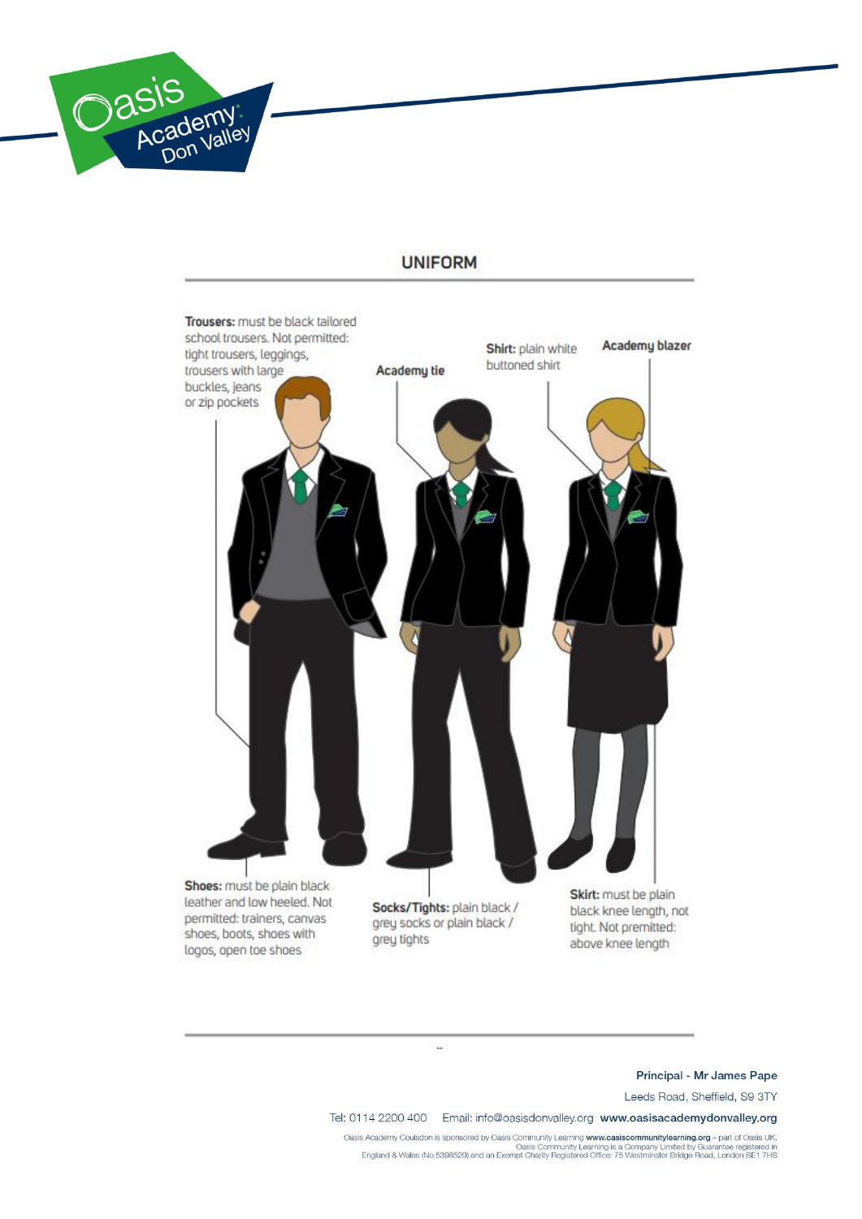## UNIFORM

**Trousers:** must be black tailored school trousers. Not permitted: tight trousers, leggings, trousers with large buckles, jeans or zip pockets

**Academy tie**

**Shirt:** plain white buttoned shirt

**Academy blazer**

**Shoes:** must be plain black leather and low heeled. Not permitted: trainers, canvas shoes, boots, shoes with logos, open toe shoes

**Socks/Tights:** plain black / grey socks or plain black / grey tights

**Skirt:** must be plain black knee length, not tight. Not premitted: above knee length

**Principal - Mr James Pape**

Leeds Road, Sheffield, S9 3TY

Tel: 0114 2200 400 Email: info@oasisdonvalley.org **www.oasisacademydonvalley.org**

Oasis Academy Coulsdon is sponsored by Oasis Community Learning **www.oasiscommunitylearning.org** – part of Oasis UK. Oasis Community Learning is a Company Limited by Guarantee registered in England & Wales (No.5398529) and an Exempt Charity Registered Office: 75 Westminster Bridge Road, London SE1 7HS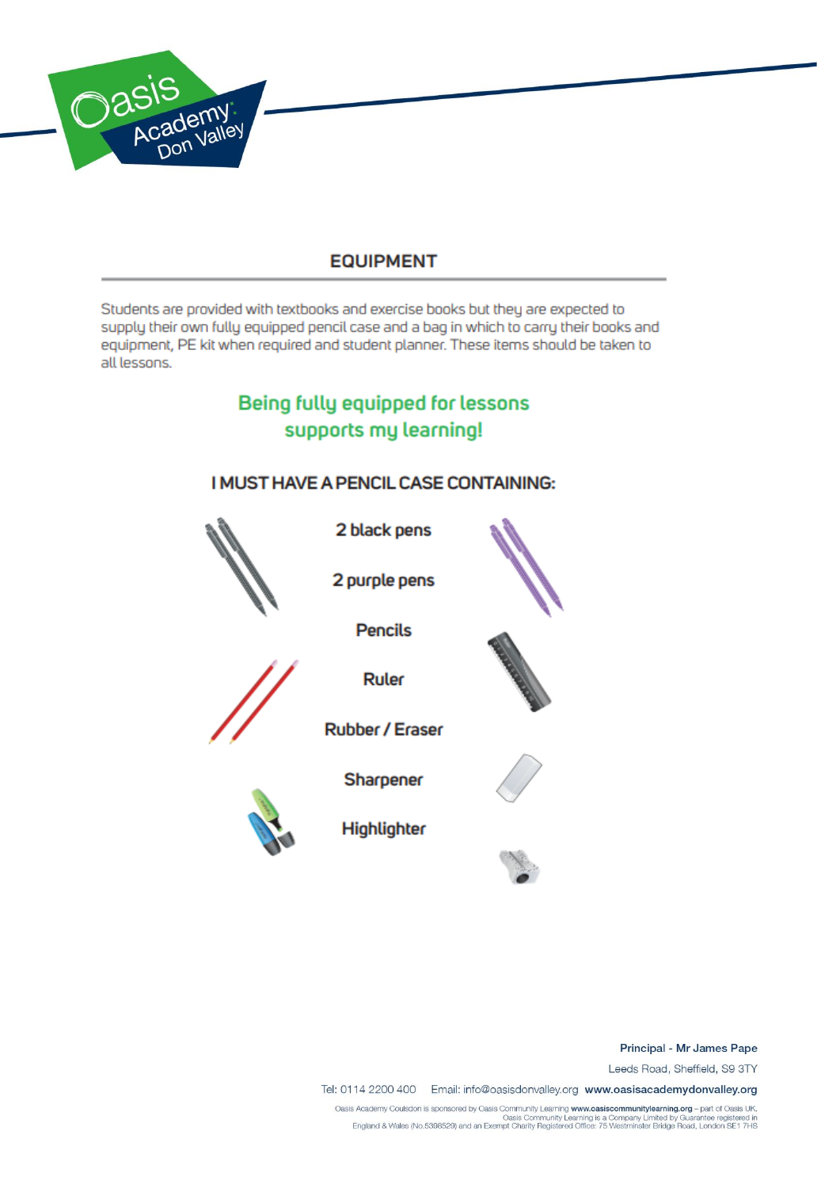## EQUIPMENT

Students are provided with textbooks and exercise books but they are expected to supply their own fully equipped pencil case and a bag in which to carry their books and equipment, PE kit when required and student planner. These items should be taken to all lessons.

**Being fully equipped for lessons supports my learning!**

### I MUST HAVE A PENCIL CASE CONTAINING:

- 2 black pens
- 2 purple pens
- Pencils
- Ruler
- Rubber / Eraser
- Sharpener
- Highlighter

**Principal - Mr James Pape**

Leeds Road, Sheffield, S9 3TY

Tel: 0114 2200 400 Email: info@oasisdonvalley.org **www.oasisacademydonvalley.org**

Oasis Academy Coulsdon is sponsored by Oasis Community Learning **www.oasiscommunitylearning.org** – part of Oasis UK. Oasis Community Learning is a Company Limited by Guarantee registered in England & Wales (No.5398529) and an Exempt Charity Registered Office: 75 Westminster Bridge Road, London SE1 7HS